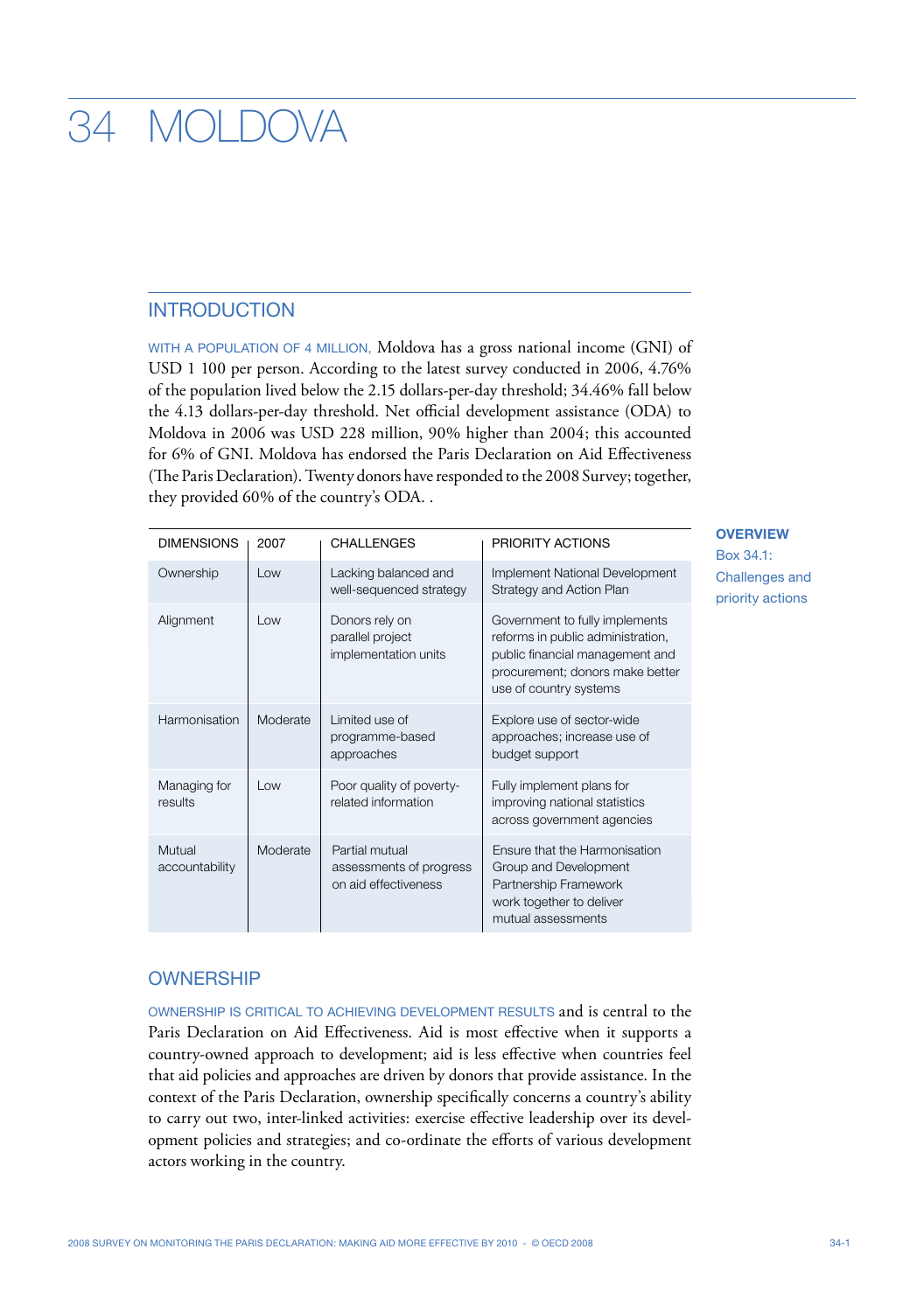# 34 MOLDOVA

## INTRODUCTION

WITH A POPULATION OF 4 MILLION, Moldova has a gross national income (GNI) of USD 1 100 per person. According to the latest survey conducted in 2006, 4.76% of the population lived below the 2.15 dollars-per-day threshold; 34.46% fall below the 4.13 dollars-per-day threshold. Net official development assistance (ODA) to Moldova in 2006 was USD 228 million, 90% higher than 2004; this accounted for 6% of GNI. Moldova has endorsed the Paris Declaration on Aid Effectiveness (The Paris Declaration). Twenty donors have responded to the 2008 Survey; together, they provided 60% of the country's ODA. .

**OVERVIEW**
Box 34.1: Challenges and priority actions

| DIMENSIONS | 2007 | CHALLENGES | PRIORITY ACTIONS |
|---|---|---|---|
| Ownership | Low | Lacking balanced and well-sequenced strategy | Implement National Development Strategy and Action Plan |
| Alignment | Low | Donors rely on parallel project implementation units | Government to fully implements reforms in public administration, public financial management and procurement; donors make better use of country systems |
| Harmonisation | Moderate | Limited use of programme-based approaches | Explore use of sector-wide approaches; increase use of budget support |
| Managing for results | Low | Poor quality of poverty-related information | Fully implement plans for improving national statistics across government agencies |
| Mutual accountability | Moderate | Partial mutual assessments of progress on aid effectiveness | Ensure that the Harmonisation Group and Development Partnership Framework work together to deliver mutual assessments |

## OWNERSHIP

OWNERSHIP IS CRITICAL TO ACHIEVING DEVELOPMENT RESULTS and is central to the Paris Declaration on Aid Effectiveness. Aid is most effective when it supports a country-owned approach to development; aid is less effective when countries feel that aid policies and approaches are driven by donors that provide assistance. In the context of the Paris Declaration, ownership specifically concerns a country's ability to carry out two, inter-linked activities: exercise effective leadership over its development policies and strategies; and co-ordinate the efforts of various development actors working in the country.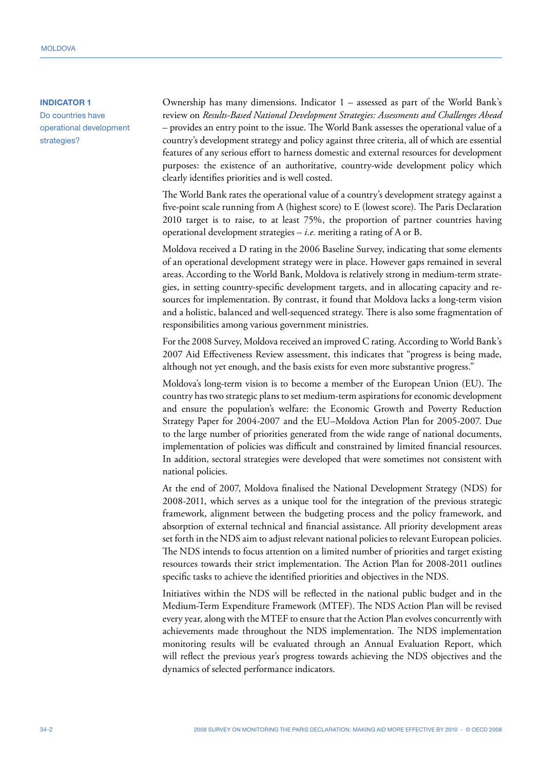**INDICATOR 1**

Do countries have operational development strategies?

Ownership has many dimensions. Indicator 1 – assessed as part of the World Bank's review on *Results-Based National Development Strategies: Assessments and Challenges Ahead* – provides an entry point to the issue. The World Bank assesses the operational value of a country's development strategy and policy against three criteria, all of which are essential features of any serious effort to harness domestic and external resources for development purposes: the existence of an authoritative, country-wide development policy which clearly identifies priorities and is well costed.

The World Bank rates the operational value of a country's development strategy against a five-point scale running from A (highest score) to E (lowest score). The Paris Declaration 2010 target is to raise, to at least 75%, the proportion of partner countries having operational development strategies – *i.e.* meriting a rating of A or B.

Moldova received a D rating in the 2006 Baseline Survey, indicating that some elements of an operational development strategy were in place. However gaps remained in several areas. According to the World Bank, Moldova is relatively strong in medium-term strategies, in setting country-specific development targets, and in allocating capacity and resources for implementation. By contrast, it found that Moldova lacks a long-term vision and a holistic, balanced and well-sequenced strategy. There is also some fragmentation of responsibilities among various government ministries.

For the 2008 Survey, Moldova received an improved C rating. According to World Bank's 2007 Aid Effectiveness Review assessment, this indicates that "progress is being made, although not yet enough, and the basis exists for even more substantive progress."

Moldova's long-term vision is to become a member of the European Union (EU). The country has two strategic plans to set medium-term aspirations for economic development and ensure the population's welfare: the Economic Growth and Poverty Reduction Strategy Paper for 2004-2007 and the EU–Moldova Action Plan for 2005-2007. Due to the large number of priorities generated from the wide range of national documents, implementation of policies was difficult and constrained by limited financial resources. In addition, sectoral strategies were developed that were sometimes not consistent with national policies.

At the end of 2007, Moldova finalised the National Development Strategy (NDS) for 2008-2011, which serves as a unique tool for the integration of the previous strategic framework, alignment between the budgeting process and the policy framework, and absorption of external technical and financial assistance. All priority development areas set forth in the NDS aim to adjust relevant national policies to relevant European policies. The NDS intends to focus attention on a limited number of priorities and target existing resources towards their strict implementation. The Action Plan for 2008-2011 outlines specific tasks to achieve the identified priorities and objectives in the NDS.

Initiatives within the NDS will be reflected in the national public budget and in the Medium-Term Expenditure Framework (MTEF). The NDS Action Plan will be revised every year, along with the MTEF to ensure that the Action Plan evolves concurrently with achievements made throughout the NDS implementation. The NDS implementation monitoring results will be evaluated through an Annual Evaluation Report, which will reflect the previous year's progress towards achieving the NDS objectives and the dynamics of selected performance indicators.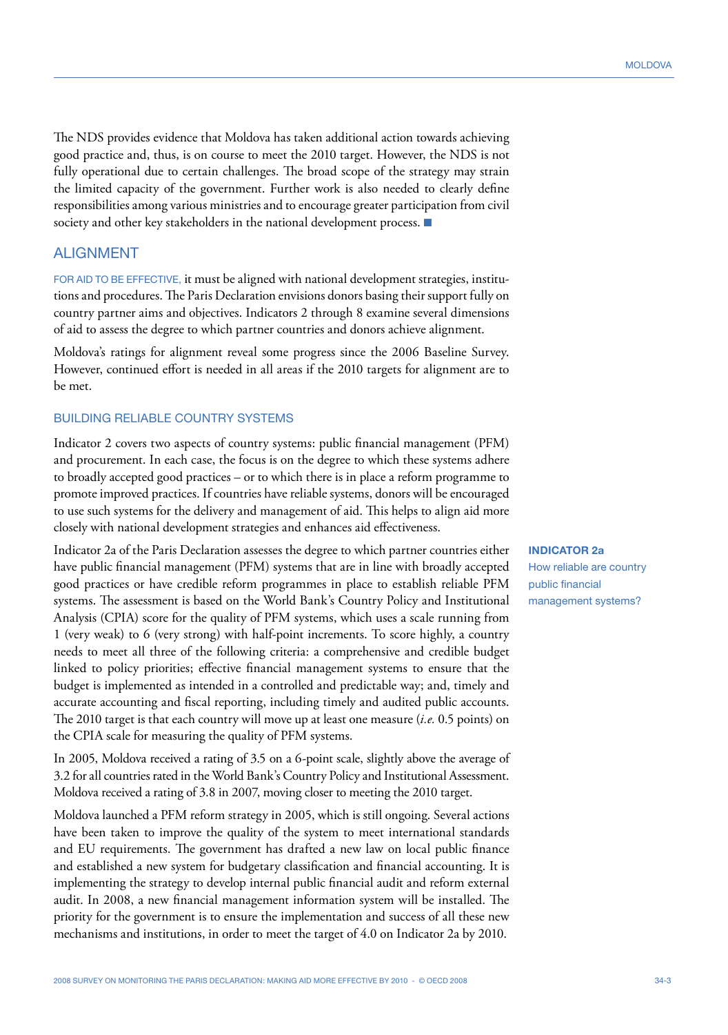The NDS provides evidence that Moldova has taken additional action towards achieving good practice and, thus, is on course to meet the 2010 target. However, the NDS is not fully operational due to certain challenges. The broad scope of the strategy may strain the limited capacity of the government. Further work is also needed to clearly define responsibilities among various ministries and to encourage greater participation from civil society and other key stakeholders in the national development process. ■

## ALIGNMENT

FOR AID TO BE EFFECTIVE, it must be aligned with national development strategies, institutions and procedures. The Paris Declaration envisions donors basing their support fully on country partner aims and objectives. Indicators 2 through 8 examine several dimensions of aid to assess the degree to which partner countries and donors achieve alignment.

Moldova's ratings for alignment reveal some progress since the 2006 Baseline Survey. However, continued effort is needed in all areas if the 2010 targets for alignment are to be met.

### BUILDING RELIABLE COUNTRY SYSTEMS

Indicator 2 covers two aspects of country systems: public financial management (PFM) and procurement. In each case, the focus is on the degree to which these systems adhere to broadly accepted good practices – or to which there is in place a reform programme to promote improved practices. If countries have reliable systems, donors will be encouraged to use such systems for the delivery and management of aid. This helps to align aid more closely with national development strategies and enhances aid effectiveness.

**INDICATOR 2a**
How reliable are country public financial management systems?

Indicator 2a of the Paris Declaration assesses the degree to which partner countries either have public financial management (PFM) systems that are in line with broadly accepted good practices or have credible reform programmes in place to establish reliable PFM systems. The assessment is based on the World Bank's Country Policy and Institutional Analysis (CPIA) score for the quality of PFM systems, which uses a scale running from 1 (very weak) to 6 (very strong) with half-point increments. To score highly, a country needs to meet all three of the following criteria: a comprehensive and credible budget linked to policy priorities; effective financial management systems to ensure that the budget is implemented as intended in a controlled and predictable way; and, timely and accurate accounting and fiscal reporting, including timely and audited public accounts. The 2010 target is that each country will move up at least one measure (*i.e.* 0.5 points) on the CPIA scale for measuring the quality of PFM systems.

In 2005, Moldova received a rating of 3.5 on a 6-point scale, slightly above the average of 3.2 for all countries rated in the World Bank's Country Policy and Institutional Assessment. Moldova received a rating of 3.8 in 2007, moving closer to meeting the 2010 target.

Moldova launched a PFM reform strategy in 2005, which is still ongoing. Several actions have been taken to improve the quality of the system to meet international standards and EU requirements. The government has drafted a new law on local public finance and established a new system for budgetary classification and financial accounting. It is implementing the strategy to develop internal public financial audit and reform external audit. In 2008, a new financial management information system will be installed. The priority for the government is to ensure the implementation and success of all these new mechanisms and institutions, in order to meet the target of 4.0 on Indicator 2a by 2010.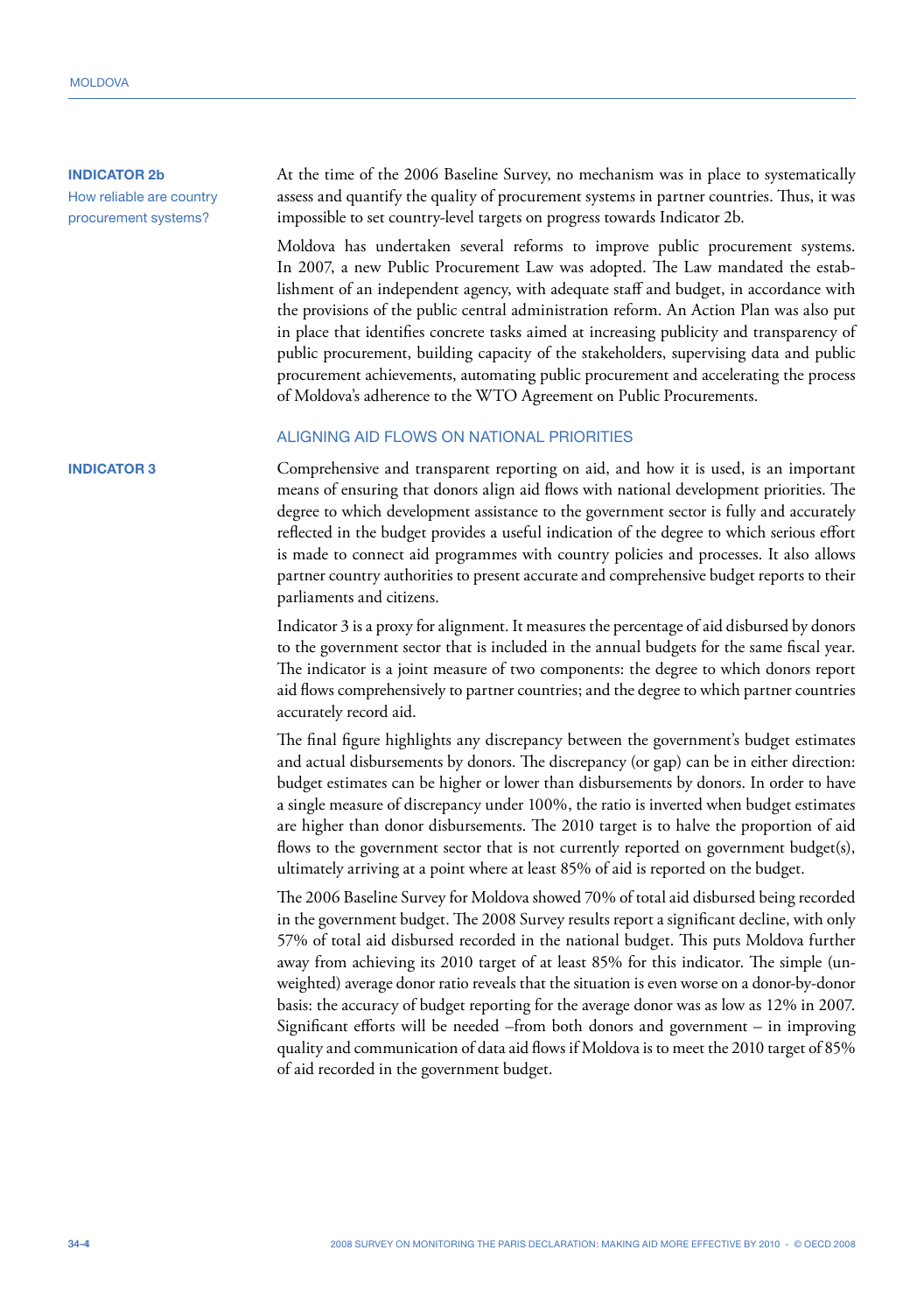**INDICATOR 2b**

How reliable are country procurement systems?

At the time of the 2006 Baseline Survey, no mechanism was in place to systematically assess and quantify the quality of procurement systems in partner countries. Thus, it was impossible to set country-level targets on progress towards Indicator 2b.

Moldova has undertaken several reforms to improve public procurement systems. In 2007, a new Public Procurement Law was adopted. The Law mandated the establishment of an independent agency, with adequate staff and budget, in accordance with the provisions of the public central administration reform. An Action Plan was also put in place that identifies concrete tasks aimed at increasing publicity and transparency of public procurement, building capacity of the stakeholders, supervising data and public procurement achievements, automating public procurement and accelerating the process of Moldova's adherence to the WTO Agreement on Public Procurements.

## ALIGNING AID FLOWS ON NATIONAL PRIORITIES

**INDICATOR 3**

Comprehensive and transparent reporting on aid, and how it is used, is an important means of ensuring that donors align aid flows with national development priorities. The degree to which development assistance to the government sector is fully and accurately reflected in the budget provides a useful indication of the degree to which serious effort is made to connect aid programmes with country policies and processes. It also allows partner country authorities to present accurate and comprehensive budget reports to their parliaments and citizens.

Indicator 3 is a proxy for alignment. It measures the percentage of aid disbursed by donors to the government sector that is included in the annual budgets for the same fiscal year. The indicator is a joint measure of two components: the degree to which donors report aid flows comprehensively to partner countries; and the degree to which partner countries accurately record aid.

The final figure highlights any discrepancy between the government's budget estimates and actual disbursements by donors. The discrepancy (or gap) can be in either direction: budget estimates can be higher or lower than disbursements by donors. In order to have a single measure of discrepancy under 100%, the ratio is inverted when budget estimates are higher than donor disbursements. The 2010 target is to halve the proportion of aid flows to the government sector that is not currently reported on government budget(s), ultimately arriving at a point where at least 85% of aid is reported on the budget.

The 2006 Baseline Survey for Moldova showed 70% of total aid disbursed being recorded in the government budget. The 2008 Survey results report a significant decline, with only 57% of total aid disbursed recorded in the national budget. This puts Moldova further away from achieving its 2010 target of at least 85% for this indicator. The simple (unweighted) average donor ratio reveals that the situation is even worse on a donor-by-donor basis: the accuracy of budget reporting for the average donor was as low as 12% in 2007. Significant efforts will be needed –from both donors and government – in improving quality and communication of data aid flows if Moldova is to meet the 2010 target of 85% of aid recorded in the government budget.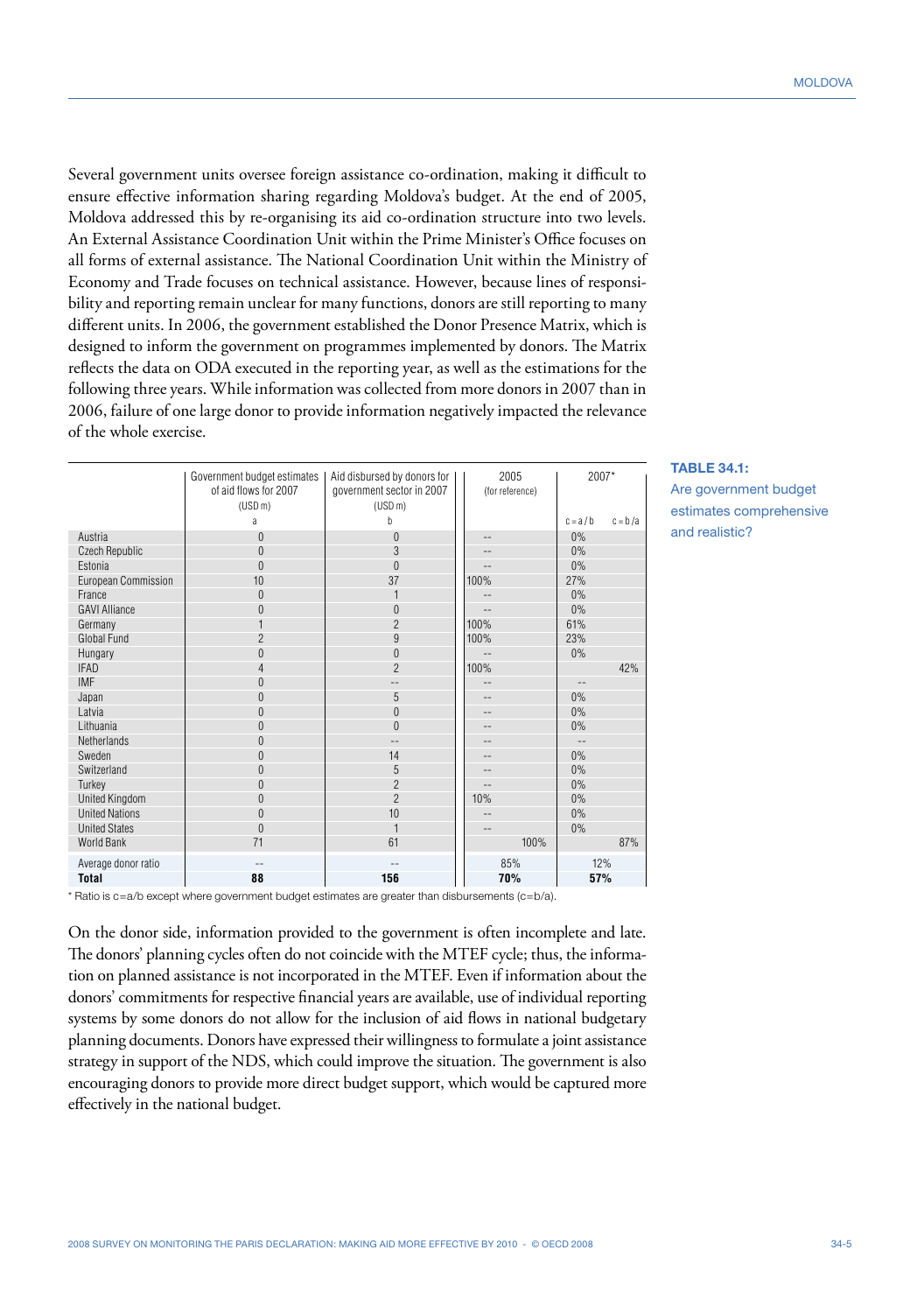Several government units oversee foreign assistance co-ordination, making it difficult to ensure effective information sharing regarding Moldova's budget. At the end of 2005, Moldova addressed this by re-organising its aid co-ordination structure into two levels. An External Assistance Coordination Unit within the Prime Minister's Office focuses on all forms of external assistance. The National Coordination Unit within the Ministry of Economy and Trade focuses on technical assistance. However, because lines of responsibility and reporting remain unclear for many functions, donors are still reporting to many different units. In 2006, the government established the Donor Presence Matrix, which is designed to inform the government on programmes implemented by donors. The Matrix reflects the data on ODA executed in the reporting year, as well as the estimations for the following three years. While information was collected from more donors in 2007 than in 2006, failure of one large donor to provide information negatively impacted the relevance of the whole exercise.

**TABLE 34.1:** Are government budget estimates comprehensive and realistic?

| | Government budget estimates of aid flows for 2007 (USD m) | Aid disbursed by donors for government sector in 2007 (USD m) | 2005 (for reference) | | 2007* | |
|---|---|---|---|---|---|---|
| | a | b | | | c = a / b | c = b /a |
| Austria | 0 | 0 | -- | | 0% | |
| Czech Republic | 0 | 3 | -- | | 0% | |
| Estonia | 0 | 0 | -- | | 0% | |
| European Commission | 10 | 37 | 100% | | 27% | |
| France | 0 | 1 | -- | | 0% | |
| GAVI Alliance | 0 | 0 | -- | | 0% | |
| Germany | 1 | 2 | 100% | | 61% | |
| Global Fund | 2 | 9 | 100% | | 23% | |
| Hungary | 0 | 0 | -- | | 0% | |
| IFAD | 4 | 2 | 100% | | | 42% |
| IMF | 0 | -- | -- | | -- | |
| Japan | 0 | 5 | -- | | 0% | |
| Latvia | 0 | 0 | -- | | 0% | |
| Lithuania | 0 | 0 | -- | | 0% | |
| Netherlands | 0 | -- | -- | | -- | |
| Sweden | 0 | 14 | -- | | 0% | |
| Switzerland | 0 | 5 | -- | | 0% | |
| Turkey | 0 | 2 | -- | | 0% | |
| United Kingdom | 0 | 2 | 10% | | 0% | |
| United Nations | 0 | 10 | -- | | 0% | |
| United States | 0 | 1 | -- | | 0% | |
| World Bank | 71 | 61 | | 100% | | 87% |
| Average donor ratio | -- | -- | 85% | | 12% | |
| **Total** | **88** | **156** | **70%** | | **57%** | |

\* Ratio is c=a/b except where government budget estimates are greater than disbursements (c=b/a).

On the donor side, information provided to the government is often incomplete and late. The donors' planning cycles often do not coincide with the MTEF cycle; thus, the information on planned assistance is not incorporated in the MTEF. Even if information about the donors' commitments for respective financial years are available, use of individual reporting systems by some donors do not allow for the inclusion of aid flows in national budgetary planning documents. Donors have expressed their willingness to formulate a joint assistance strategy in support of the NDS, which could improve the situation. The government is also encouraging donors to provide more direct budget support, which would be captured more effectively in the national budget.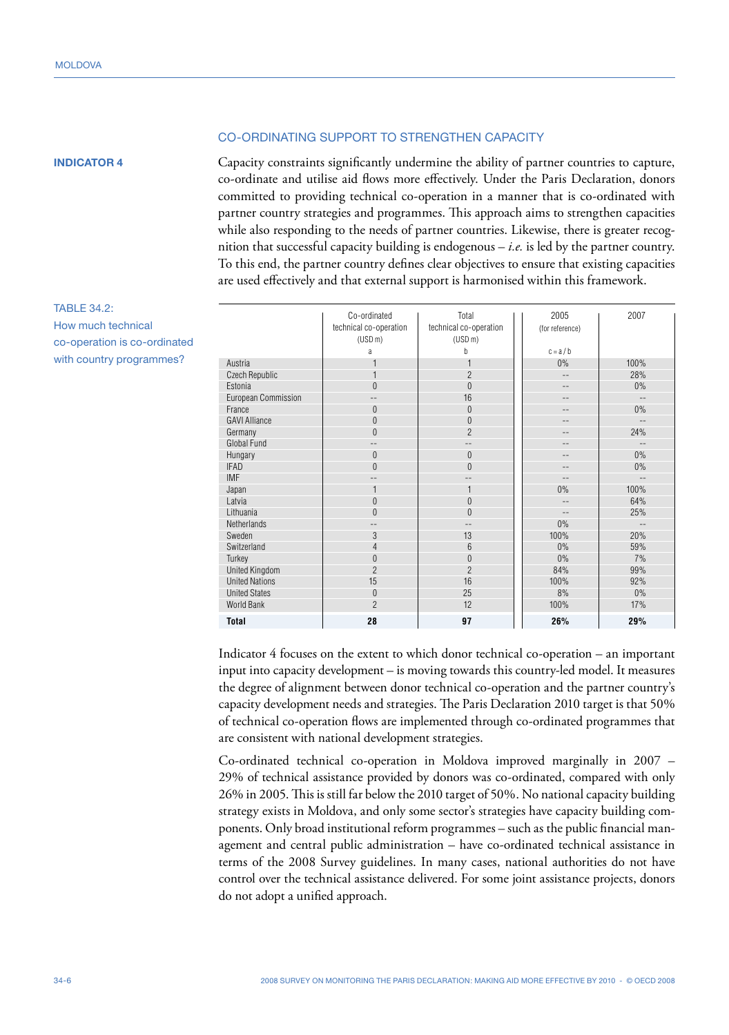## CO-ORDINATING SUPPORT TO STRENGTHEN CAPACITY

**INDICATOR 4**

Capacity constraints significantly undermine the ability of partner countries to capture, co-ordinate and utilise aid flows more effectively. Under the Paris Declaration, donors committed to providing technical co-operation in a manner that is co-ordinated with partner country strategies and programmes. This approach aims to strengthen capacities while also responding to the needs of partner countries. Likewise, there is greater recognition that successful capacity building is endogenous – *i.e.* is led by the partner country. To this end, the partner country defines clear objectives to ensure that existing capacities are used effectively and that external support is harmonised within this framework.

TABLE 34.2: How much technical co-operation is co-ordinated with country programmes?

| | Co-ordinated technical co-operation (USD m) a | Total technical co-operation (USD m) b | 2005 (for reference) c = a / b | 2007 |
|---|---|---|---|---|
| Austria | 1 | 1 | 0% | 100% |
| Czech Republic | 1 | 2 | -- | 28% |
| Estonia | 0 | 0 | -- | 0% |
| European Commission | -- | 16 | -- | -- |
| France | 0 | 0 | -- | 0% |
| GAVI Alliance | 0 | 0 | -- | -- |
| Germany | 0 | 2 | -- | 24% |
| Global Fund | -- | -- | -- | -- |
| Hungary | 0 | 0 | -- | 0% |
| IFAD | 0 | 0 | -- | 0% |
| IMF | -- | -- | -- | -- |
| Japan | 1 | 1 | 0% | 100% |
| Latvia | 0 | 0 | -- | 64% |
| Lithuania | 0 | 0 | -- | 25% |
| Netherlands | -- | -- | 0% | -- |
| Sweden | 3 | 13 | 100% | 20% |
| Switzerland | 4 | 6 | 0% | 59% |
| Turkey | 0 | 0 | 0% | 7% |
| United Kingdom | 2 | 2 | 84% | 99% |
| United Nations | 15 | 16 | 100% | 92% |
| United States | 0 | 25 | 8% | 0% |
| World Bank | 2 | 12 | 100% | 17% |
| **Total** | **28** | **97** | **26%** | **29%** |

Indicator 4 focuses on the extent to which donor technical co-operation – an important input into capacity development – is moving towards this country-led model. It measures the degree of alignment between donor technical co-operation and the partner country's capacity development needs and strategies. The Paris Declaration 2010 target is that 50% of technical co-operation flows are implemented through co-ordinated programmes that are consistent with national development strategies.

Co-ordinated technical co-operation in Moldova improved marginally in 2007 – 29% of technical assistance provided by donors was co-ordinated, compared with only 26% in 2005. This is still far below the 2010 target of 50%. No national capacity building strategy exists in Moldova, and only some sector's strategies have capacity building components. Only broad institutional reform programmes – such as the public financial management and central public administration – have co-ordinated technical assistance in terms of the 2008 Survey guidelines. In many cases, national authorities do not have control over the technical assistance delivered. For some joint assistance projects, donors do not adopt a unified approach.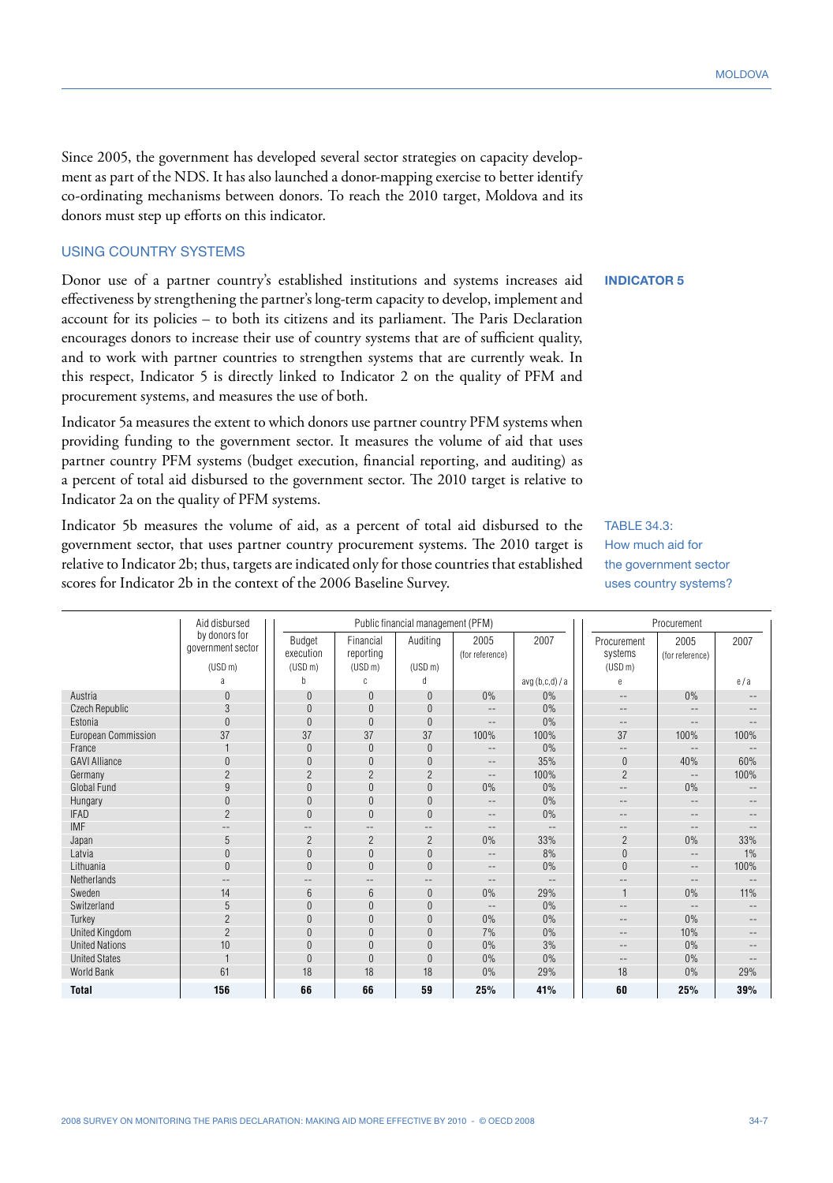Since 2005, the government has developed several sector strategies on capacity development as part of the NDS. It has also launched a donor-mapping exercise to better identify co-ordinating mechanisms between donors. To reach the 2010 target, Moldova and its donors must step up efforts on this indicator.

## USING COUNTRY SYSTEMS

**INDICATOR 5**

Donor use of a partner country's established institutions and systems increases aid effectiveness by strengthening the partner's long-term capacity to develop, implement and account for its policies – to both its citizens and its parliament. The Paris Declaration encourages donors to increase their use of country systems that are of sufficient quality, and to work with partner countries to strengthen systems that are currently weak. In this respect, Indicator 5 is directly linked to Indicator 2 on the quality of PFM and procurement systems, and measures the use of both.

Indicator 5a measures the extent to which donors use partner country PFM systems when providing funding to the government sector. It measures the volume of aid that uses partner country PFM systems (budget execution, financial reporting, and auditing) as a percent of total aid disbursed to the government sector. The 2010 target is relative to Indicator 2a on the quality of PFM systems.

Indicator 5b measures the volume of aid, as a percent of total aid disbursed to the government sector, that uses partner country procurement systems. The 2010 target is relative to Indicator 2b; thus, targets are indicated only for those countries that established scores for Indicator 2b in the context of the 2006 Baseline Survey.

TABLE 34.3: How much aid for the government sector uses country systems?

| | Aid disbursed by donors for government sector (USD m) | Public financial management (PFM) | | | | | Procurement | | |
|---|---|---|---|---|---|---|---|---|---|
| | | Budget execution (USD m) | Financial reporting (USD m) | Auditing (USD m) | 2005 (for reference) | 2007 | Procurement systems (USD m) | 2005 (for reference) | 2007 |
| | a | b | c | d | | avg (b,c,d) / a | e | | e / a |
| Austria | 0 | 0 | 0 | 0 | 0% | 0% | -- | 0% | -- |
| Czech Republic | 3 | 0 | 0 | 0 | -- | 0% | -- | -- | -- |
| Estonia | 0 | 0 | 0 | 0 | -- | 0% | -- | -- | -- |
| European Commission | 37 | 37 | 37 | 37 | 100% | 100% | 37 | 100% | 100% |
| France | 1 | 0 | 0 | 0 | -- | 0% | -- | -- | -- |
| GAVI Alliance | 0 | 0 | 0 | 0 | -- | 35% | 0 | 40% | 60% |
| Germany | 2 | 2 | 2 | 2 | -- | 100% | 2 | -- | 100% |
| Global Fund | 9 | 0 | 0 | 0 | 0% | 0% | -- | 0% | -- |
| Hungary | 0 | 0 | 0 | 0 | -- | 0% | -- | -- | -- |
| IFAD | 2 | 0 | 0 | 0 | -- | 0% | -- | -- | -- |
| IMF | -- | -- | -- | -- | -- | -- | -- | -- | -- |
| Japan | 5 | 2 | 2 | 2 | 0% | 33% | 2 | 0% | 33% |
| Latvia | 0 | 0 | 0 | 0 | -- | 8% | 0 | -- | 1% |
| Lithuania | 0 | 0 | 0 | 0 | -- | 0% | 0 | -- | 100% |
| Netherlands | -- | -- | -- | -- | -- | -- | -- | -- | -- |
| Sweden | 14 | 6 | 6 | 0 | 0% | 29% | 1 | 0% | 11% |
| Switzerland | 5 | 0 | 0 | 0 | -- | 0% | -- | -- | -- |
| Turkey | 2 | 0 | 0 | 0 | 0% | 0% | -- | 0% | -- |
| United Kingdom | 2 | 0 | 0 | 0 | 7% | 0% | -- | 10% | -- |
| United Nations | 10 | 0 | 0 | 0 | 0% | 3% | -- | 0% | -- |
| United States | 1 | 0 | 0 | 0 | 0% | 0% | -- | 0% | -- |
| World Bank | 61 | 18 | 18 | 18 | 0% | 29% | 18 | 0% | 29% |
| **Total** | **156** | **66** | **66** | **59** | **25%** | **41%** | **60** | **25%** | **39%** |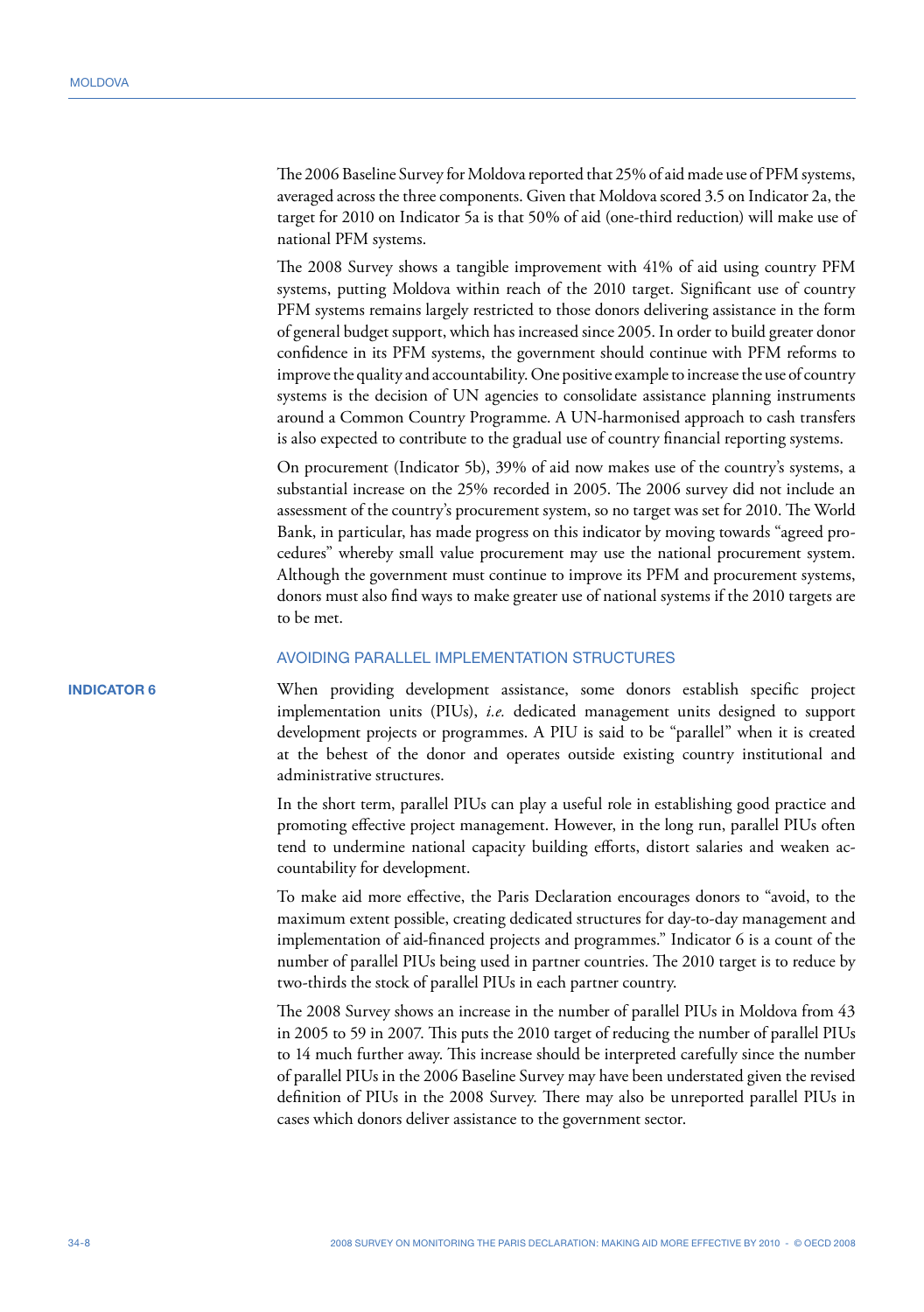The 2006 Baseline Survey for Moldova reported that 25% of aid made use of PFM systems, averaged across the three components. Given that Moldova scored 3.5 on Indicator 2a, the target for 2010 on Indicator 5a is that 50% of aid (one-third reduction) will make use of national PFM systems.

The 2008 Survey shows a tangible improvement with 41% of aid using country PFM systems, putting Moldova within reach of the 2010 target. Significant use of country PFM systems remains largely restricted to those donors delivering assistance in the form of general budget support, which has increased since 2005. In order to build greater donor confidence in its PFM systems, the government should continue with PFM reforms to improve the quality and accountability. One positive example to increase the use of country systems is the decision of UN agencies to consolidate assistance planning instruments around a Common Country Programme. A UN-harmonised approach to cash transfers is also expected to contribute to the gradual use of country financial reporting systems.

On procurement (Indicator 5b), 39% of aid now makes use of the country's systems, a substantial increase on the 25% recorded in 2005. The 2006 survey did not include an assessment of the country's procurement system, so no target was set for 2010. The World Bank, in particular, has made progress on this indicator by moving towards "agreed procedures" whereby small value procurement may use the national procurement system. Although the government must continue to improve its PFM and procurement systems, donors must also find ways to make greater use of national systems if the 2010 targets are to be met.

## AVOIDING PARALLEL IMPLEMENTATION STRUCTURES

**INDICATOR 6**

When providing development assistance, some donors establish specific project implementation units (PIUs), *i.e.* dedicated management units designed to support development projects or programmes. A PIU is said to be "parallel" when it is created at the behest of the donor and operates outside existing country institutional and administrative structures.

In the short term, parallel PIUs can play a useful role in establishing good practice and promoting effective project management. However, in the long run, parallel PIUs often tend to undermine national capacity building efforts, distort salaries and weaken accountability for development.

To make aid more effective, the Paris Declaration encourages donors to "avoid, to the maximum extent possible, creating dedicated structures for day-to-day management and implementation of aid-financed projects and programmes." Indicator 6 is a count of the number of parallel PIUs being used in partner countries. The 2010 target is to reduce by two-thirds the stock of parallel PIUs in each partner country.

The 2008 Survey shows an increase in the number of parallel PIUs in Moldova from 43 in 2005 to 59 in 2007. This puts the 2010 target of reducing the number of parallel PIUs to 14 much further away. This increase should be interpreted carefully since the number of parallel PIUs in the 2006 Baseline Survey may have been understated given the revised definition of PIUs in the 2008 Survey. There may also be unreported parallel PIUs in cases which donors deliver assistance to the government sector.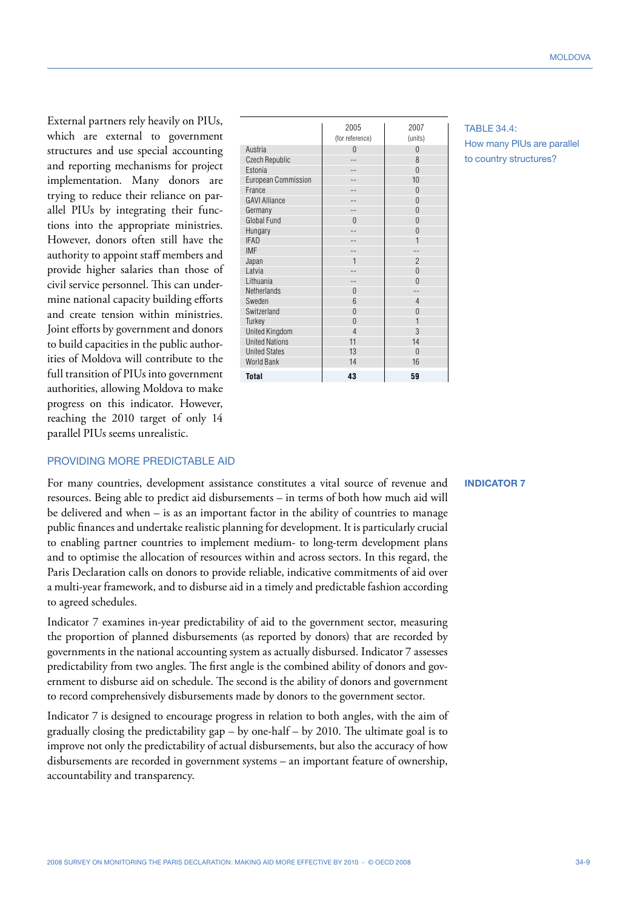External partners rely heavily on PIUs, which are external to government structures and use special accounting and reporting mechanisms for project implementation. Many donors are trying to reduce their reliance on parallel PIUs by integrating their functions into the appropriate ministries. However, donors often still have the authority to appoint staff members and provide higher salaries than those of civil service personnel. This can undermine national capacity building efforts and create tension within ministries. Joint efforts by government and donors to build capacities in the public authorities of Moldova will contribute to the full transition of PIUs into government authorities, allowing Moldova to make progress on this indicator. However, reaching the 2010 target of only 14 parallel PIUs seems unrealistic.

TABLE 34.4: How many PIUs are parallel to country structures?

| | 2005 (for reference) | 2007 (units) |
|---|---|---|
| Austria | 0 | 0 |
| Czech Republic | -- | 8 |
| Estonia | -- | 0 |
| European Commission | -- | 10 |
| France | -- | 0 |
| GAVI Alliance | -- | 0 |
| Germany | -- | 0 |
| Global Fund | 0 | 0 |
| Hungary | -- | 0 |
| IFAD | -- | 1 |
| IMF | -- | -- |
| Japan | 1 | 2 |
| Latvia | -- | 0 |
| Lithuania | -- | 0 |
| Netherlands | 0 | -- |
| Sweden | 6 | 4 |
| Switzerland | 0 | 0 |
| Turkey | 0 | 1 |
| United Kingdom | 4 | 3 |
| United Nations | 11 | 14 |
| United States | 13 | 0 |
| World Bank | 14 | 16 |
| **Total** | **43** | **59** |

## PROVIDING MORE PREDICTABLE AID

**INDICATOR 7**

For many countries, development assistance constitutes a vital source of revenue and resources. Being able to predict aid disbursements – in terms of both how much aid will be delivered and when – is as an important factor in the ability of countries to manage public finances and undertake realistic planning for development. It is particularly crucial to enabling partner countries to implement medium- to long-term development plans and to optimise the allocation of resources within and across sectors. In this regard, the Paris Declaration calls on donors to provide reliable, indicative commitments of aid over a multi-year framework, and to disburse aid in a timely and predictable fashion according to agreed schedules.

Indicator 7 examines in-year predictability of aid to the government sector, measuring the proportion of planned disbursements (as reported by donors) that are recorded by governments in the national accounting system as actually disbursed. Indicator 7 assesses predictability from two angles. The first angle is the combined ability of donors and government to disburse aid on schedule. The second is the ability of donors and government to record comprehensively disbursements made by donors to the government sector.

Indicator 7 is designed to encourage progress in relation to both angles, with the aim of gradually closing the predictability gap – by one-half – by 2010. The ultimate goal is to improve not only the predictability of actual disbursements, but also the accuracy of how disbursements are recorded in government systems – an important feature of ownership, accountability and transparency.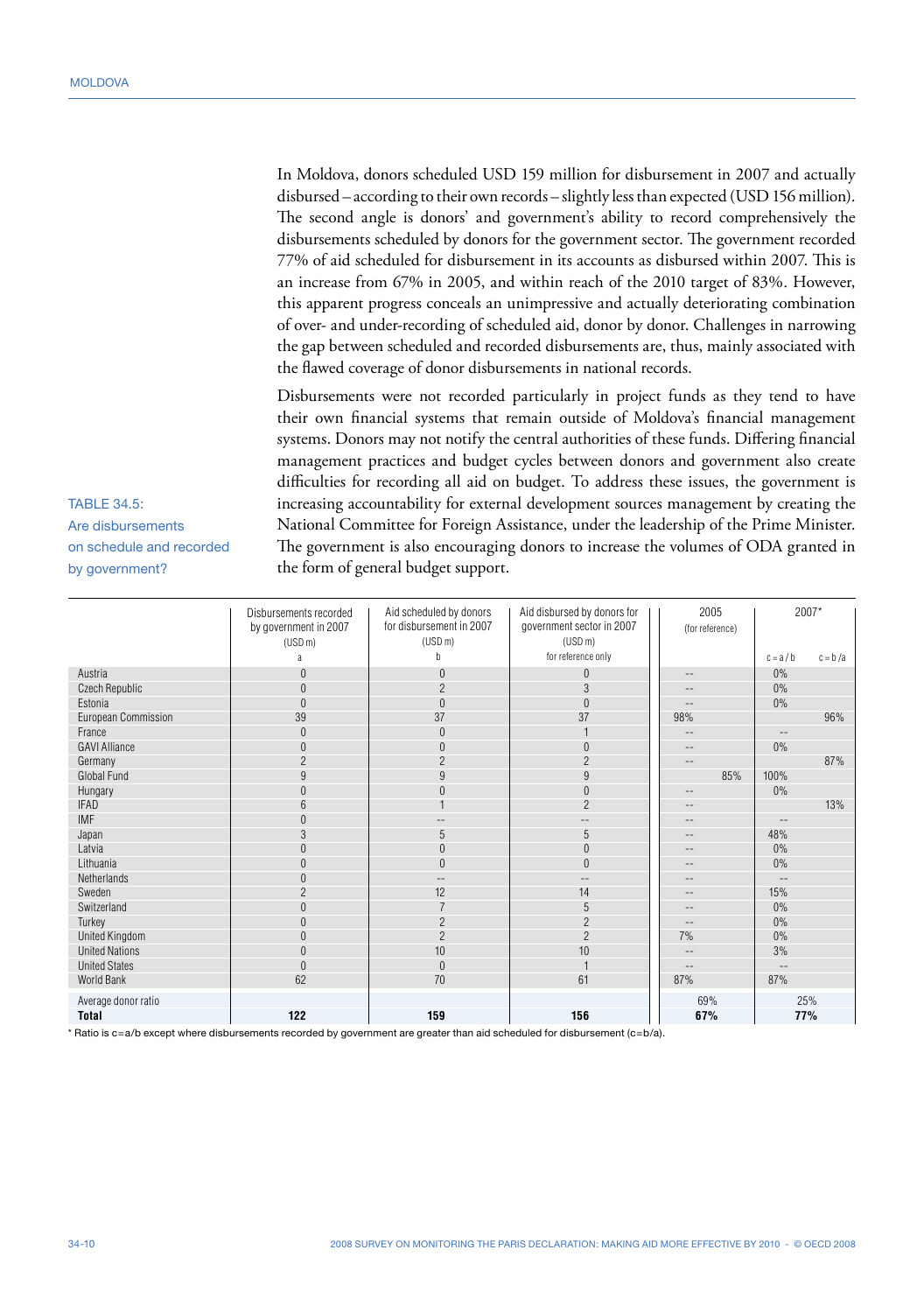In Moldova, donors scheduled USD 159 million for disbursement in 2007 and actually disbursed – according to their own records – slightly less than expected (USD 156 million). The second angle is donors' and government's ability to record comprehensively the disbursements scheduled by donors for the government sector. The government recorded 77% of aid scheduled for disbursement in its accounts as disbursed within 2007. This is an increase from 67% in 2005, and within reach of the 2010 target of 83%. However, this apparent progress conceals an unimpressive and actually deteriorating combination of over- and under-recording of scheduled aid, donor by donor. Challenges in narrowing the gap between scheduled and recorded disbursements are, thus, mainly associated with the flawed coverage of donor disbursements in national records.

Disbursements were not recorded particularly in project funds as they tend to have their own financial systems that remain outside of Moldova's financial management systems. Donors may not notify the central authorities of these funds. Differing financial management practices and budget cycles between donors and government also create difficulties for recording all aid on budget. To address these issues, the government is increasing accountability for external development sources management by creating the National Committee for Foreign Assistance, under the leadership of the Prime Minister. The government is also encouraging donors to increase the volumes of ODA granted in the form of general budget support.

TABLE 34.5: Are disbursements on schedule and recorded by government?

| | Disbursements recorded by government in 2007 (USD m) | Aid scheduled by donors for disbursement in 2007 (USD m) | Aid disbursed by donors for government sector in 2007 (USD m) | 2005 (for reference) | | 2007* | |
|---|---|---|---|---|---|---|---|
| | a | b | for reference only | | | c = a / b | c = b / a |
| Austria | 0 | 0 | 0 | -- | | 0% | |
| Czech Republic | 0 | 2 | 3 | -- | | 0% | |
| Estonia | 0 | 0 | 0 | -- | | 0% | |
| European Commission | 39 | 37 | 37 | 98% | | | 96% |
| France | 0 | 0 | 1 | -- | | -- | |
| GAVI Alliance | 0 | 0 | 0 | -- | | 0% | |
| Germany | 2 | 2 | 2 | -- | | | 87% |
| Global Fund | 9 | 9 | 9 | | 85% | 100% | |
| Hungary | 0 | 0 | 0 | -- | | 0% | |
| IFAD | 6 | 1 | 2 | -- | | | 13% |
| IMF | 0 | -- | -- | -- | | -- | |
| Japan | 3 | 5 | 5 | -- | | 48% | |
| Latvia | 0 | 0 | 0 | -- | | 0% | |
| Lithuania | 0 | 0 | 0 | -- | | 0% | |
| Netherlands | 0 | -- | -- | -- | | -- | |
| Sweden | 2 | 12 | 14 | -- | | 15% | |
| Switzerland | 0 | 7 | 5 | -- | | 0% | |
| Turkey | 0 | 2 | 2 | -- | | 0% | |
| United Kingdom | 0 | 2 | 2 | 7% | | 0% | |
| United Nations | 0 | 10 | 10 | -- | | 3% | |
| United States | 0 | 0 | 1 | -- | | -- | |
| World Bank | 62 | 70 | 61 | 87% | | 87% | |
| Average donor ratio | | | | 69% | | 25% | |
| **Total** | **122** | **159** | **156** | **67%** | | **77%** | |

\* Ratio is c=a/b except where disbursements recorded by government are greater than aid scheduled for disbursement (c=b/a).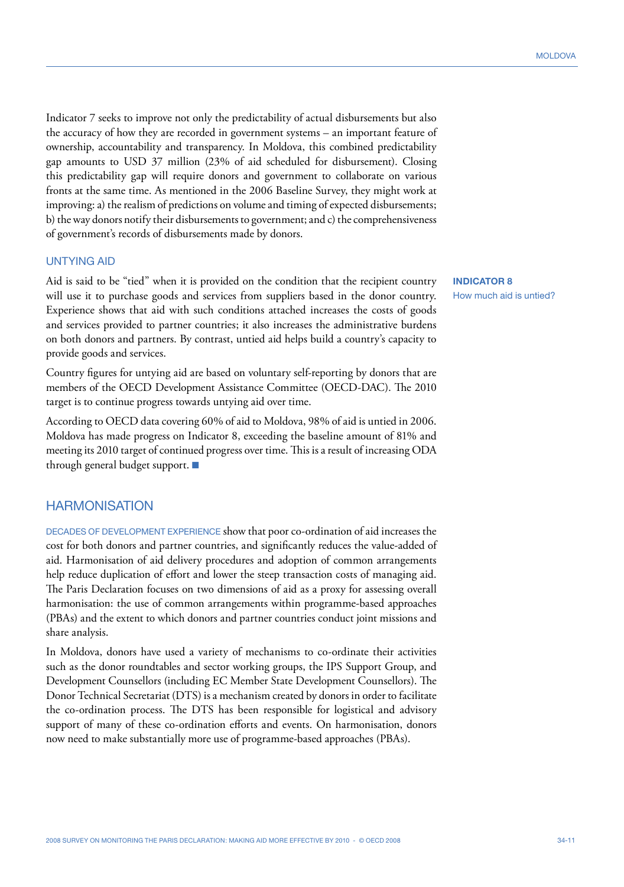Indicator 7 seeks to improve not only the predictability of actual disbursements but also the accuracy of how they are recorded in government systems – an important feature of ownership, accountability and transparency. In Moldova, this combined predictability gap amounts to USD 37 million (23% of aid scheduled for disbursement). Closing this predictability gap will require donors and government to collaborate on various fronts at the same time. As mentioned in the 2006 Baseline Survey, they might work at improving: a) the realism of predictions on volume and timing of expected disbursements; b) the way donors notify their disbursements to government; and c) the comprehensiveness of government's records of disbursements made by donors.

### UNTYING AID

**INDICATOR 8**
How much aid is untied?

Aid is said to be "tied" when it is provided on the condition that the recipient country will use it to purchase goods and services from suppliers based in the donor country. Experience shows that aid with such conditions attached increases the costs of goods and services provided to partner countries; it also increases the administrative burdens on both donors and partners. By contrast, untied aid helps build a country's capacity to provide goods and services.

Country figures for untying aid are based on voluntary self-reporting by donors that are members of the OECD Development Assistance Committee (OECD-DAC). The 2010 target is to continue progress towards untying aid over time.

According to OECD data covering 60% of aid to Moldova, 98% of aid is untied in 2006. Moldova has made progress on Indicator 8, exceeding the baseline amount of 81% and meeting its 2010 target of continued progress over time. This is a result of increasing ODA through general budget support. ■

## HARMONISATION

DECADES OF DEVELOPMENT EXPERIENCE show that poor co-ordination of aid increases the cost for both donors and partner countries, and significantly reduces the value-added of aid. Harmonisation of aid delivery procedures and adoption of common arrangements help reduce duplication of effort and lower the steep transaction costs of managing aid. The Paris Declaration focuses on two dimensions of aid as a proxy for assessing overall harmonisation: the use of common arrangements within programme-based approaches (PBAs) and the extent to which donors and partner countries conduct joint missions and share analysis.

In Moldova, donors have used a variety of mechanisms to co-ordinate their activities such as the donor roundtables and sector working groups, the IPS Support Group, and Development Counsellors (including EC Member State Development Counsellors). The Donor Technical Secretariat (DTS) is a mechanism created by donors in order to facilitate the co-ordination process. The DTS has been responsible for logistical and advisory support of many of these co-ordination efforts and events. On harmonisation, donors now need to make substantially more use of programme-based approaches (PBAs).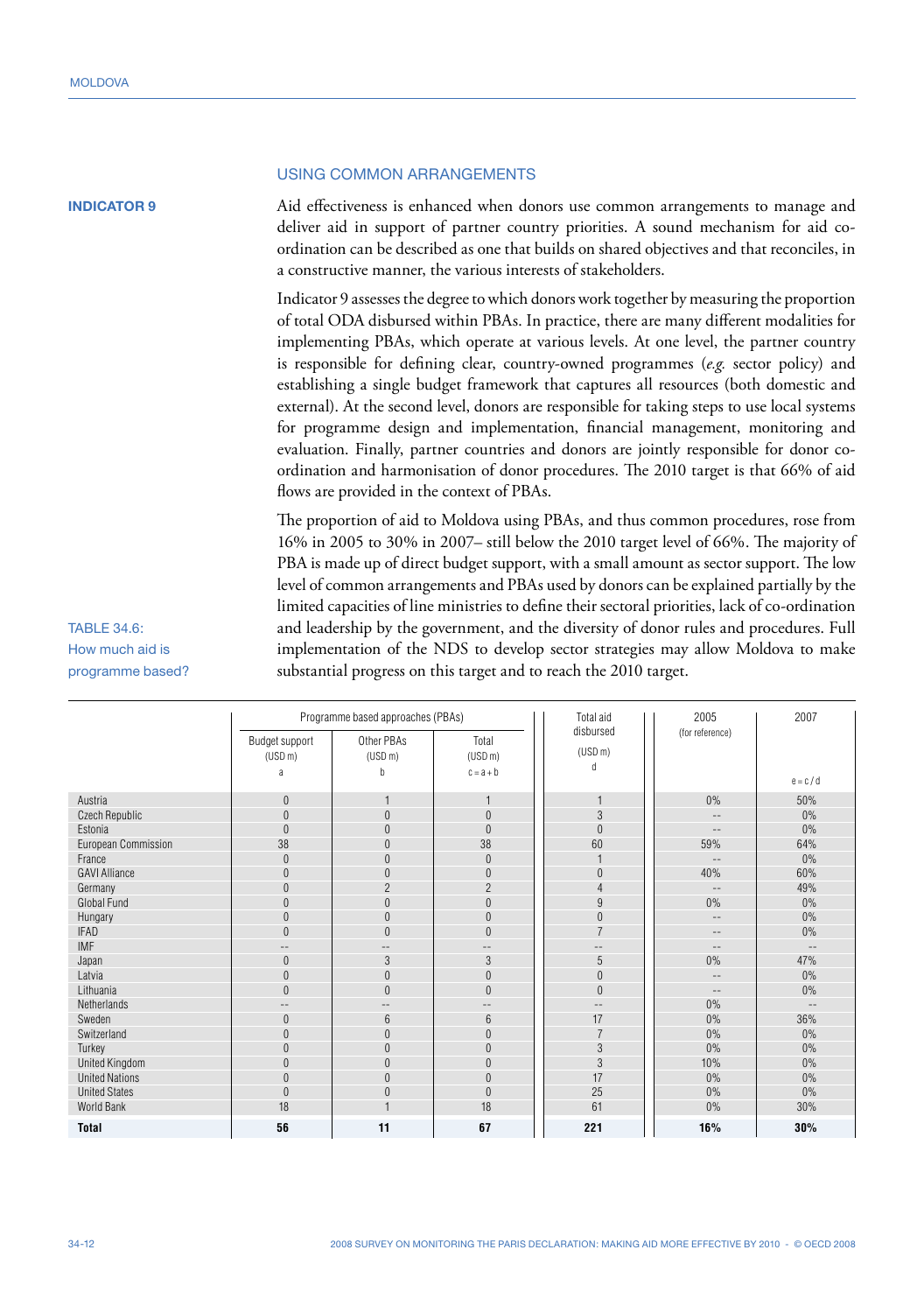## USING COMMON ARRANGEMENTS

**INDICATOR 9**

Aid effectiveness is enhanced when donors use common arrangements to manage and deliver aid in support of partner country priorities. A sound mechanism for aid co-ordination can be described as one that builds on shared objectives and that reconciles, in a constructive manner, the various interests of stakeholders.

Indicator 9 assesses the degree to which donors work together by measuring the proportion of total ODA disbursed within PBAs. In practice, there are many different modalities for implementing PBAs, which operate at various levels. At one level, the partner country is responsible for defining clear, country-owned programmes (*e.g.* sector policy) and establishing a single budget framework that captures all resources (both domestic and external). At the second level, donors are responsible for taking steps to use local systems for programme design and implementation, financial management, monitoring and evaluation. Finally, partner countries and donors are jointly responsible for donor co-ordination and harmonisation of donor procedures. The 2010 target is that 66% of aid flows are provided in the context of PBAs.

The proportion of aid to Moldova using PBAs, and thus common procedures, rose from 16% in 2005 to 30% in 2007– still below the 2010 target level of 66%. The majority of PBA is made up of direct budget support, with a small amount as sector support. The low level of common arrangements and PBAs used by donors can be explained partially by the limited capacities of line ministries to define their sectoral priorities, lack of co-ordination and leadership by the government, and the diversity of donor rules and procedures. Full implementation of the NDS to develop sector strategies may allow Moldova to make substantial progress on this target and to reach the 2010 target.

TABLE 34.6: How much aid is programme based?

| | Programme based approaches (PBAs) | | | Total aid disbursed (USD m) d | 2005 (for reference) | 2007 |
|---|---|---|---|---|---|---|
| | Budget support (USD m) a | Other PBAs (USD m) b | Total (USD m) c = a + b | | | e = c / d |
| Austria | 0 | 1 | 1 | 1 | 0% | 50% |
| Czech Republic | 0 | 0 | 0 | 3 | -- | 0% |
| Estonia | 0 | 0 | 0 | 0 | -- | 0% |
| European Commission | 38 | 0 | 38 | 60 | 59% | 64% |
| France | 0 | 0 | 0 | 1 | -- | 0% |
| GAVI Alliance | 0 | 0 | 0 | 0 | 40% | 60% |
| Germany | 0 | 2 | 2 | 4 | -- | 49% |
| Global Fund | 0 | 0 | 0 | 9 | 0% | 0% |
| Hungary | 0 | 0 | 0 | 0 | -- | 0% |
| IFAD | 0 | 0 | 0 | 7 | -- | 0% |
| IMF | -- | -- | -- | -- | -- | -- |
| Japan | 0 | 3 | 3 | 5 | 0% | 47% |
| Latvia | 0 | 0 | 0 | 0 | -- | 0% |
| Lithuania | 0 | 0 | 0 | 0 | -- | 0% |
| Netherlands | -- | -- | -- | -- | 0% | -- |
| Sweden | 0 | 6 | 6 | 17 | 0% | 36% |
| Switzerland | 0 | 0 | 0 | 7 | 0% | 0% |
| Turkey | 0 | 0 | 0 | 3 | 0% | 0% |
| United Kingdom | 0 | 0 | 0 | 3 | 10% | 0% |
| United Nations | 0 | 0 | 0 | 17 | 0% | 0% |
| United States | 0 | 0 | 0 | 25 | 0% | 0% |
| World Bank | 18 | 1 | 18 | 61 | 0% | 30% |
| **Total** | **56** | **11** | **67** | **221** | **16%** | **30%** |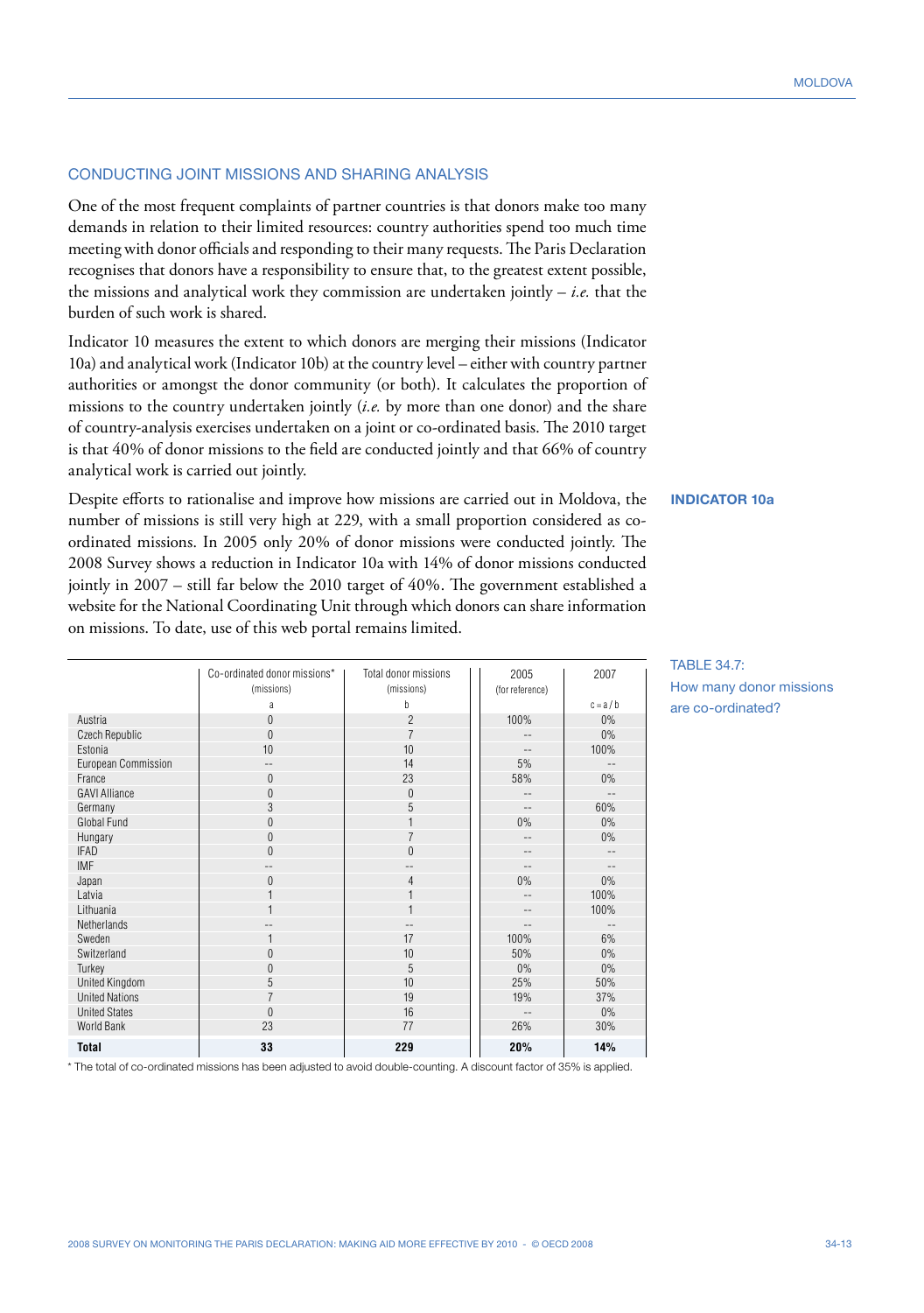## CONDUCTING JOINT MISSIONS AND SHARING ANALYSIS

One of the most frequent complaints of partner countries is that donors make too many demands in relation to their limited resources: country authorities spend too much time meeting with donor officials and responding to their many requests. The Paris Declaration recognises that donors have a responsibility to ensure that, to the greatest extent possible, the missions and analytical work they commission are undertaken jointly – *i.e.* that the burden of such work is shared.

Indicator 10 measures the extent to which donors are merging their missions (Indicator 10a) and analytical work (Indicator 10b) at the country level – either with country partner authorities or amongst the donor community (or both). It calculates the proportion of missions to the country undertaken jointly (*i.e.* by more than one donor) and the share of country-analysis exercises undertaken on a joint or co-ordinated basis. The 2010 target is that 40% of donor missions to the field are conducted jointly and that 66% of country analytical work is carried out jointly.

**INDICATOR 10a**

Despite efforts to rationalise and improve how missions are carried out in Moldova, the number of missions is still very high at 229, with a small proportion considered as co-ordinated missions. In 2005 only 20% of donor missions were conducted jointly. The 2008 Survey shows a reduction in Indicator 10a with 14% of donor missions conducted jointly in 2007 – still far below the 2010 target of 40%. The government established a website for the National Coordinating Unit through which donors can share information on missions. To date, use of this web portal remains limited.

TABLE 34.7: How many donor missions are co-ordinated?

| | Co-ordinated donor missions* (missions) | Total donor missions (missions) | 2005 (for reference) | 2007 |
|---|---|---|---|---|
| | a | b | | c = a / b |
| Austria | 0 | 2 | 100% | 0% |
| Czech Republic | 0 | 7 | -- | 0% |
| Estonia | 10 | 10 | -- | 100% |
| European Commission | -- | 14 | 5% | -- |
| France | 0 | 23 | 58% | 0% |
| GAVI Alliance | 0 | 0 | -- | -- |
| Germany | 3 | 5 | -- | 60% |
| Global Fund | 0 | 1 | 0% | 0% |
| Hungary | 0 | 7 | -- | 0% |
| IFAD | 0 | 0 | -- | -- |
| IMF | -- | -- | -- | -- |
| Japan | 0 | 4 | 0% | 0% |
| Latvia | 1 | 1 | -- | 100% |
| Lithuania | 1 | 1 | -- | 100% |
| Netherlands | -- | -- | -- | -- |
| Sweden | 1 | 17 | 100% | 6% |
| Switzerland | 0 | 10 | 50% | 0% |
| Turkey | 0 | 5 | 0% | 0% |
| United Kingdom | 5 | 10 | 25% | 50% |
| United Nations | 7 | 19 | 19% | 37% |
| United States | 0 | 16 | -- | 0% |
| World Bank | 23 | 77 | 26% | 30% |
| **Total** | **33** | **229** | **20%** | **14%** |

* The total of co-ordinated missions has been adjusted to avoid double-counting. A discount factor of 35% is applied.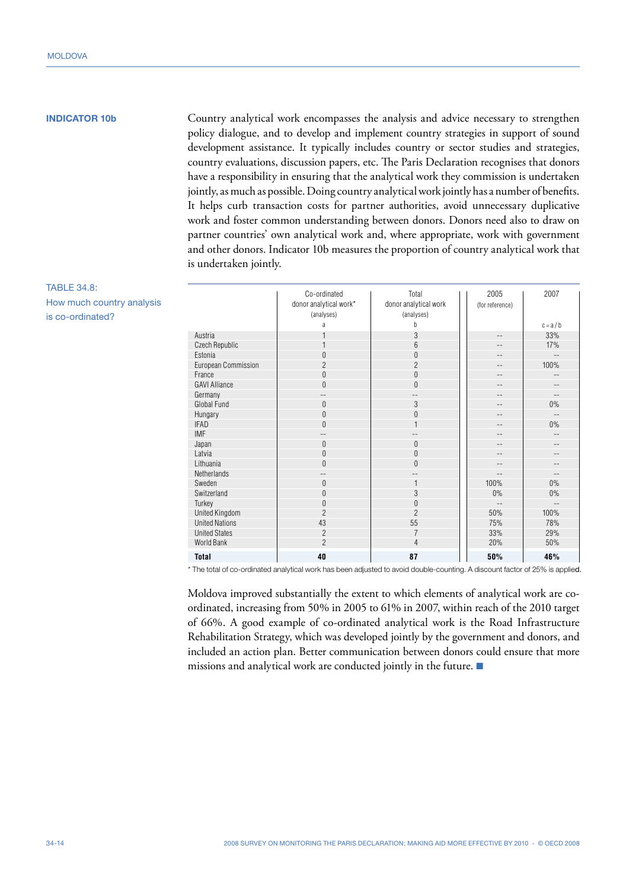**INDICATOR 10b**

Country analytical work encompasses the analysis and advice necessary to strengthen policy dialogue, and to develop and implement country strategies in support of sound development assistance. It typically includes country or sector studies and strategies, country evaluations, discussion papers, etc. The Paris Declaration recognises that donors have a responsibility in ensuring that the analytical work they commission is undertaken jointly, as much as possible. Doing country analytical work jointly has a number of benefits. It helps curb transaction costs for partner authorities, avoid unnecessary duplicative work and foster common understanding between donors. Donors need also to draw on partner countries' own analytical work and, where appropriate, work with government and other donors. Indicator 10b measures the proportion of country analytical work that is undertaken jointly.

TABLE 34.8:
How much country analysis is co-ordinated?

| | Co-ordinated donor analytical work* (analyses) | Total donor analytical work (analyses) | 2005 (for reference) | 2007 |
|---|---|---|---|---|
| | a | b | | c = a / b |
| Austria | 1 | 3 | -- | 33% |
| Czech Republic | 1 | 6 | -- | 17% |
| Estonia | 0 | 0 | -- | -- |
| European Commission | 2 | 2 | -- | 100% |
| France | 0 | 0 | -- | -- |
| GAVI Alliance | 0 | 0 | -- | -- |
| Germany | -- | -- | -- | -- |
| Global Fund | 0 | 3 | -- | 0% |
| Hungary | 0 | 0 | -- | -- |
| IFAD | 0 | 1 | -- | 0% |
| IMF | -- | -- | -- | -- |
| Japan | 0 | 0 | -- | -- |
| Latvia | 0 | 0 | -- | -- |
| Lithuania | 0 | 0 | -- | -- |
| Netherlands | -- | -- | -- | -- |
| Sweden | 0 | 1 | 100% | 0% |
| Switzerland | 0 | 3 | 0% | 0% |
| Turkey | 0 | 0 | -- | -- |
| United Kingdom | 2 | 2 | 50% | 100% |
| United Nations | 43 | 55 | 75% | 78% |
| United States | 2 | 7 | 33% | 29% |
| World Bank | 2 | 4 | 20% | 50% |
| **Total** | **40** | **87** | **50%** | **46%** |

* The total of co-ordinated analytical work has been adjusted to avoid double-counting. A discount factor of 25% is applied.

Moldova improved substantially the extent to which elements of analytical work are co-ordinated, increasing from 50% in 2005 to 61% in 2007, within reach of the 2010 target of 66%. A good example of co-ordinated analytical work is the Road Infrastructure Rehabilitation Strategy, which was developed jointly by the government and donors, and included an action plan. Better communication between donors could ensure that more missions and analytical work are conducted jointly in the future. ■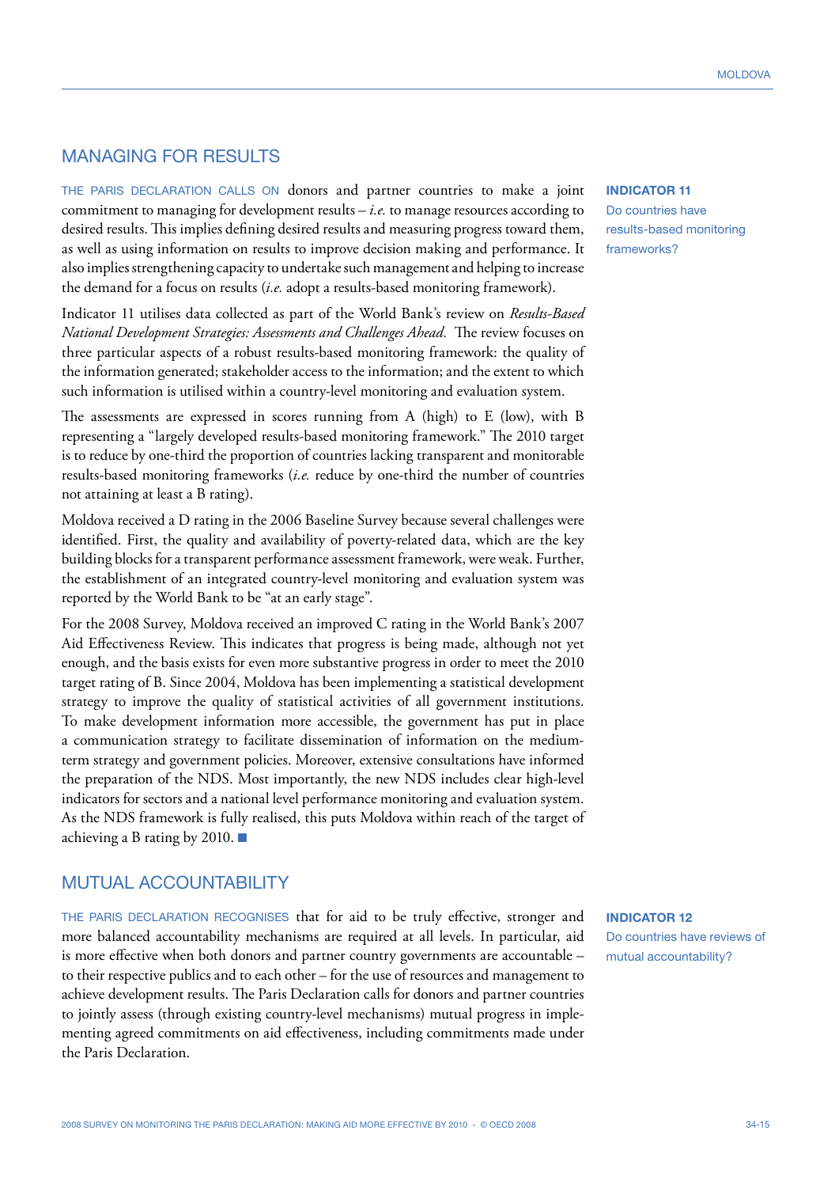## MANAGING FOR RESULTS

**INDICATOR 11**
Do countries have results-based monitoring frameworks?

THE PARIS DECLARATION CALLS ON donors and partner countries to make a joint commitment to managing for development results – *i.e.* to manage resources according to desired results. This implies defining desired results and measuring progress toward them, as well as using information on results to improve decision making and performance. It also implies strengthening capacity to undertake such management and helping to increase the demand for a focus on results (*i.e.* adopt a results-based monitoring framework).

Indicator 11 utilises data collected as part of the World Bank's review on *Results-Based National Development Strategies: Assessments and Challenges Ahead.* The review focuses on three particular aspects of a robust results-based monitoring framework: the quality of the information generated; stakeholder access to the information; and the extent to which such information is utilised within a country-level monitoring and evaluation system.

The assessments are expressed in scores running from A (high) to E (low), with B representing a "largely developed results-based monitoring framework." The 2010 target is to reduce by one-third the proportion of countries lacking transparent and monitorable results-based monitoring frameworks (*i.e.* reduce by one-third the number of countries not attaining at least a B rating).

Moldova received a D rating in the 2006 Baseline Survey because several challenges were identified. First, the quality and availability of poverty-related data, which are the key building blocks for a transparent performance assessment framework, were weak. Further, the establishment of an integrated country-level monitoring and evaluation system was reported by the World Bank to be "at an early stage".

For the 2008 Survey, Moldova received an improved C rating in the World Bank's 2007 Aid Effectiveness Review. This indicates that progress is being made, although not yet enough, and the basis exists for even more substantive progress in order to meet the 2010 target rating of B. Since 2004, Moldova has been implementing a statistical development strategy to improve the quality of statistical activities of all government institutions. To make development information more accessible, the government has put in place a communication strategy to facilitate dissemination of information on the medium-term strategy and government policies. Moreover, extensive consultations have informed the preparation of the NDS. Most importantly, the new NDS includes clear high-level indicators for sectors and a national level performance monitoring and evaluation system. As the NDS framework is fully realised, this puts Moldova within reach of the target of achieving a B rating by 2010. ■

## MUTUAL ACCOUNTABILITY

**INDICATOR 12**
Do countries have reviews of mutual accountability?

THE PARIS DECLARATION RECOGNISES that for aid to be truly effective, stronger and more balanced accountability mechanisms are required at all levels. In particular, aid is more effective when both donors and partner country governments are accountable – to their respective publics and to each other – for the use of resources and management to achieve development results. The Paris Declaration calls for donors and partner countries to jointly assess (through existing country-level mechanisms) mutual progress in implementing agreed commitments on aid effectiveness, including commitments made under the Paris Declaration.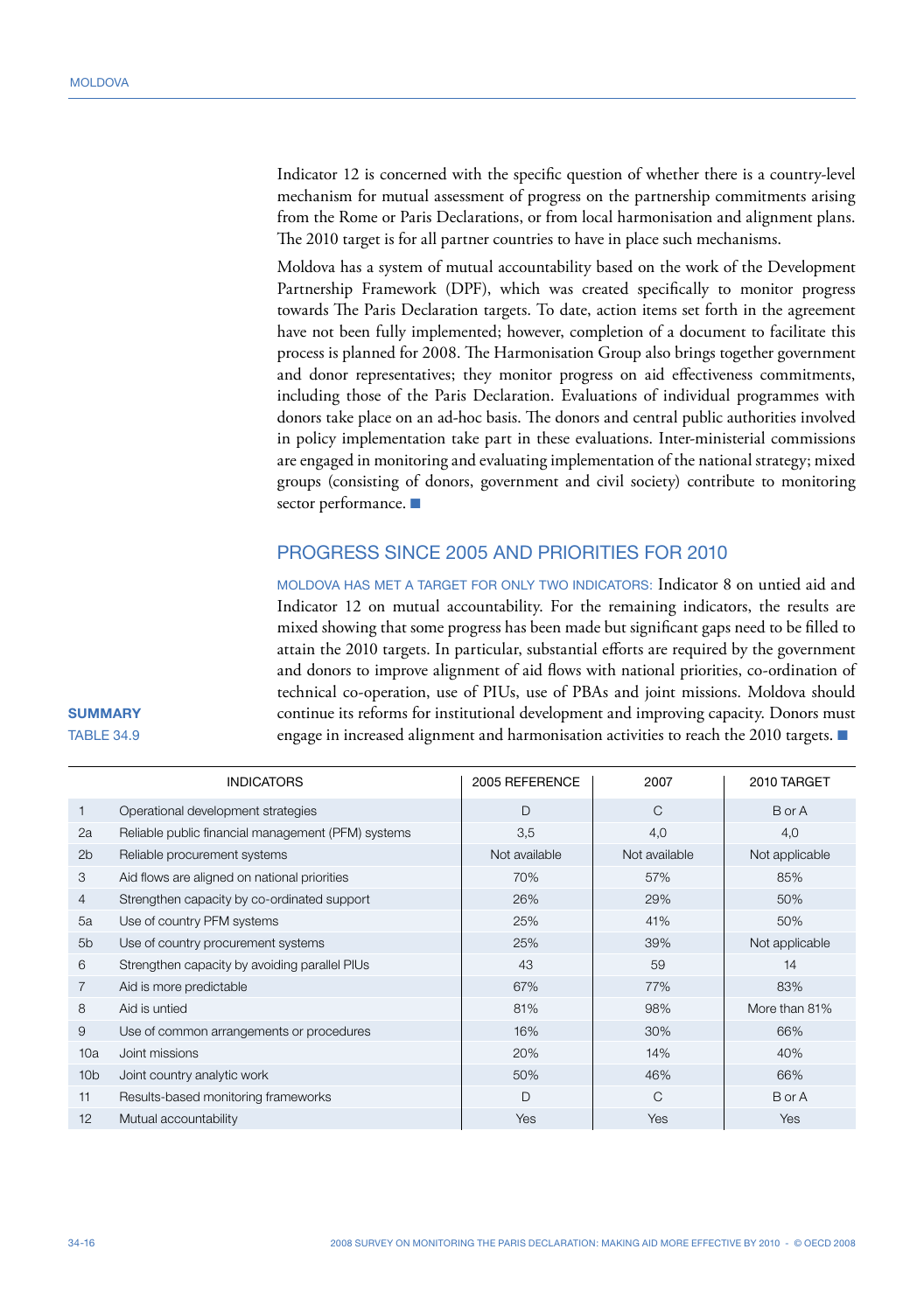Indicator 12 is concerned with the specific question of whether there is a country-level mechanism for mutual assessment of progress on the partnership commitments arising from the Rome or Paris Declarations, or from local harmonisation and alignment plans. The 2010 target is for all partner countries to have in place such mechanisms.

Moldova has a system of mutual accountability based on the work of the Development Partnership Framework (DPF), which was created specifically to monitor progress towards The Paris Declaration targets. To date, action items set forth in the agreement have not been fully implemented; however, completion of a document to facilitate this process is planned for 2008. The Harmonisation Group also brings together government and donor representatives; they monitor progress on aid effectiveness commitments, including those of the Paris Declaration. Evaluations of individual programmes with donors take place on an ad-hoc basis. The donors and central public authorities involved in policy implementation take part in these evaluations. Inter-ministerial commissions are engaged in monitoring and evaluating implementation of the national strategy; mixed groups (consisting of donors, government and civil society) contribute to monitoring sector performance. ■

## PROGRESS SINCE 2005 AND PRIORITIES FOR 2010

MOLDOVA HAS MET A TARGET FOR ONLY TWO INDICATORS: Indicator 8 on untied aid and Indicator 12 on mutual accountability. For the remaining indicators, the results are mixed showing that some progress has been made but significant gaps need to be filled to attain the 2010 targets. In particular, substantial efforts are required by the government and donors to improve alignment of aid flows with national priorities, co-ordination of technical co-operation, use of PIUs, use of PBAs and joint missions. Moldova should continue its reforms for institutional development and improving capacity. Donors must engage in increased alignment and harmonisation activities to reach the 2010 targets. ■

**SUMMARY**
TABLE 34.9

| | INDICATORS | 2005 REFERENCE | 2007 | 2010 TARGET |
|---|---|---|---|---|
| 1 | Operational development strategies | D | C | B or A |
| 2a | Reliable public financial management (PFM) systems | 3,5 | 4,0 | 4,0 |
| 2b | Reliable procurement systems | Not available | Not available | Not applicable |
| 3 | Aid flows are aligned on national priorities | 70% | 57% | 85% |
| 4 | Strengthen capacity by co-ordinated support | 26% | 29% | 50% |
| 5a | Use of country PFM systems | 25% | 41% | 50% |
| 5b | Use of country procurement systems | 25% | 39% | Not applicable |
| 6 | Strengthen capacity by avoiding parallel PIUs | 43 | 59 | 14 |
| 7 | Aid is more predictable | 67% | 77% | 83% |
| 8 | Aid is untied | 81% | 98% | More than 81% |
| 9 | Use of common arrangements or procedures | 16% | 30% | 66% |
| 10a | Joint missions | 20% | 14% | 40% |
| 10b | Joint country analytic work | 50% | 46% | 66% |
| 11 | Results-based monitoring frameworks | D | C | B or A |
| 12 | Mutual accountability | Yes | Yes | Yes |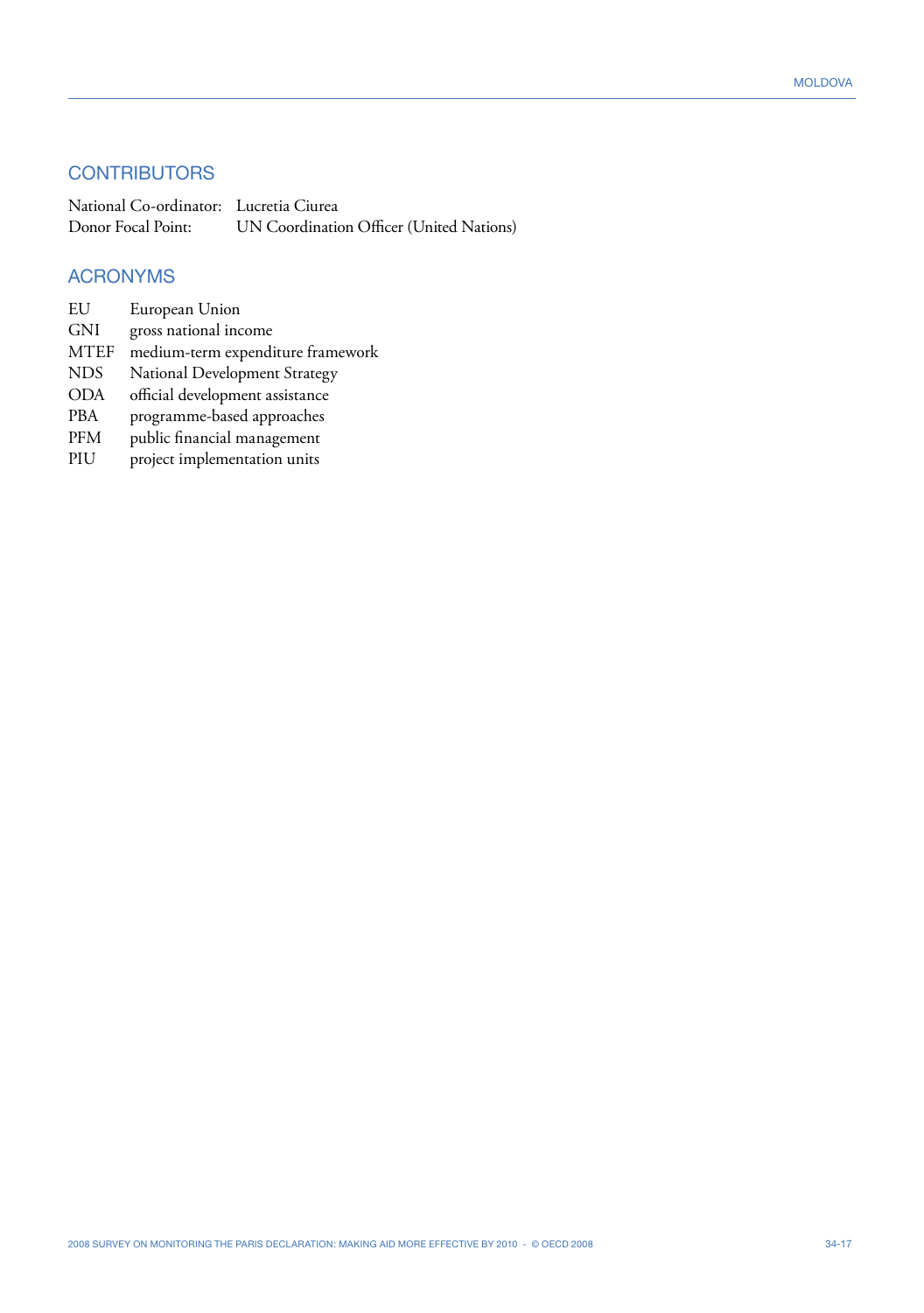## CONTRIBUTORS

| | |
|---|---|
| National Co-ordinator: | Lucretia Ciurea |
| Donor Focal Point: | UN Coordination Officer (United Nations) |

## ACRONYMS

| | |
|---|---|
| EU | European Union |
| GNI | gross national income |
| MTEF | medium-term expenditure framework |
| NDS | National Development Strategy |
| ODA | official development assistance |
| PBA | programme-based approaches |
| PFM | public financial management |
| PIU | project implementation units |